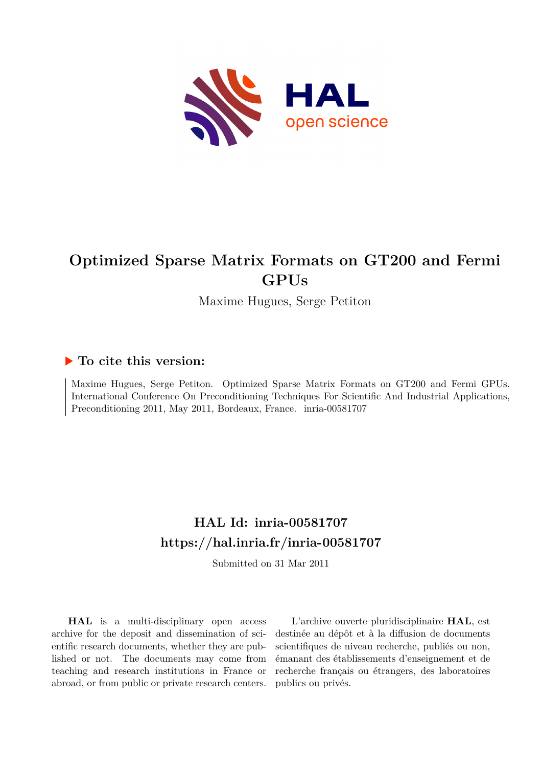# Optimized Sparse Matrix Formats on GT200 and Fermi GPUs

Maxime Hugues, Serge Petiton

## ▶ To cite this version:

Maxime Hugues, Serge Petiton. Optimized Sparse Matrix Formats on GT200 and Fermi GPUs. International Conference On Preconditioning Techniques For Scientific And Industrial Applications, Preconditioning 2011, May 2011, Bordeaux, France. inria-00581707

## HAL Id: inria-00581707
## https://hal.inria.fr/inria-00581707

Submitted on 31 Mar 2011

**HAL** is a multi-disciplinary open access archive for the deposit and dissemination of scientific research documents, whether they are published or not. The documents may come from teaching and research institutions in France or abroad, or from public or private research centers.

L'archive ouverte pluridisciplinaire **HAL**, est destinée au dépôt et à la diffusion de documents scientifiques de niveau recherche, publiés ou non, émanant des établissements d'enseignement et de recherche français ou étrangers, des laboratoires publics ou privés.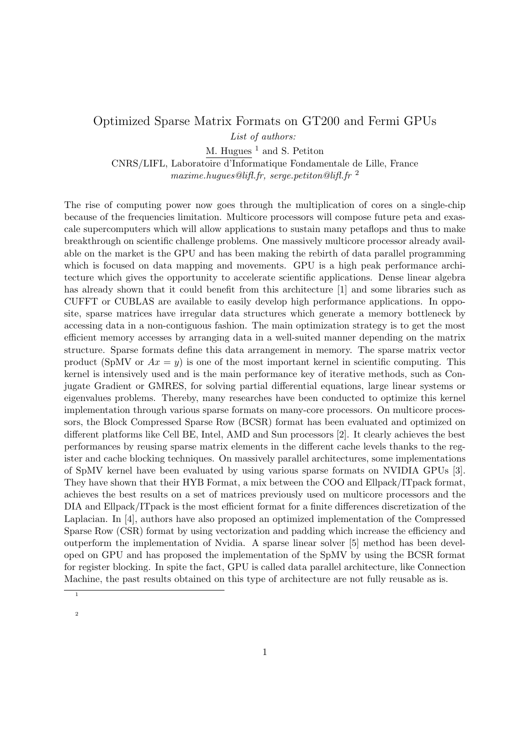# Optimized Sparse Matrix Formats on GT200 and Fermi GPUs

*List of authors:*

M. Hugues [1] and S. Petiton

CNRS/LIFL, Laboratoire d'Informatique Fondamentale de Lille, France

*maxime.hugues@lifl.fr, serge.petiton@lifl.fr* [2]

The rise of computing power now goes through the multiplication of cores on a single-chip because of the frequencies limitation. Multicore processors will compose future peta and exascale supercomputers which will allow applications to sustain many petaflops and thus to make breakthrough on scientific challenge problems. One massively multicore processor already available on the market is the GPU and has been making the rebirth of data parallel programming which is focused on data mapping and movements. GPU is a high peak performance architecture which gives the opportunity to accelerate scientific applications. Dense linear algebra has already shown that it could benefit from this architecture [1] and some libraries such as CUFFT or CUBLAS are available to easily develop high performance applications. In opposite, sparse matrices have irregular data structures which generate a memory bottleneck by accessing data in a non-contiguous fashion. The main optimization strategy is to get the most efficient memory accesses by arranging data in a well-suited manner depending on the matrix structure. Sparse formats define this data arrangement in memory. The sparse matrix vector product (SpMV or $Ax = y$) is one of the most important kernel in scientific computing. This kernel is intensively used and is the main performance key of iterative methods, such as Conjugate Gradient or GMRES, for solving partial differential equations, large linear systems or eigenvalues problems. Thereby, many researches have been conducted to optimize this kernel implementation through various sparse formats on many-core processors. On multicore processors, the Block Compressed Sparse Row (BCSR) format has been evaluated and optimized on different platforms like Cell BE, Intel, AMD and Sun processors [2]. It clearly achieves the best performances by reusing sparse matrix elements in the different cache levels thanks to the register and cache blocking techniques. On massively parallel architectures, some implementations of SpMV kernel have been evaluated by using various sparse formats on NVIDIA GPUs [3]. They have shown that their HYB Format, a mix between the COO and Ellpack/ITpack format, achieves the best results on a set of matrices previously used on multicore processors and the DIA and Ellpack/ITpack is the most efficient format for a finite differences discretization of the Laplacian. In [4], authors have also proposed an optimized implementation of the Compressed Sparse Row (CSR) format by using vectorization and padding which increase the efficiency and outperform the implementation of Nvidia. A sparse linear solver [5] method has been developed on GPU and has proposed the implementation of the SpMV by using the BCSR format for register blocking. In spite the fact, GPU is called data parallel architecture, like Connection Machine, the past results obtained on this type of architecture are not fully reusable as is.

[1]

[2]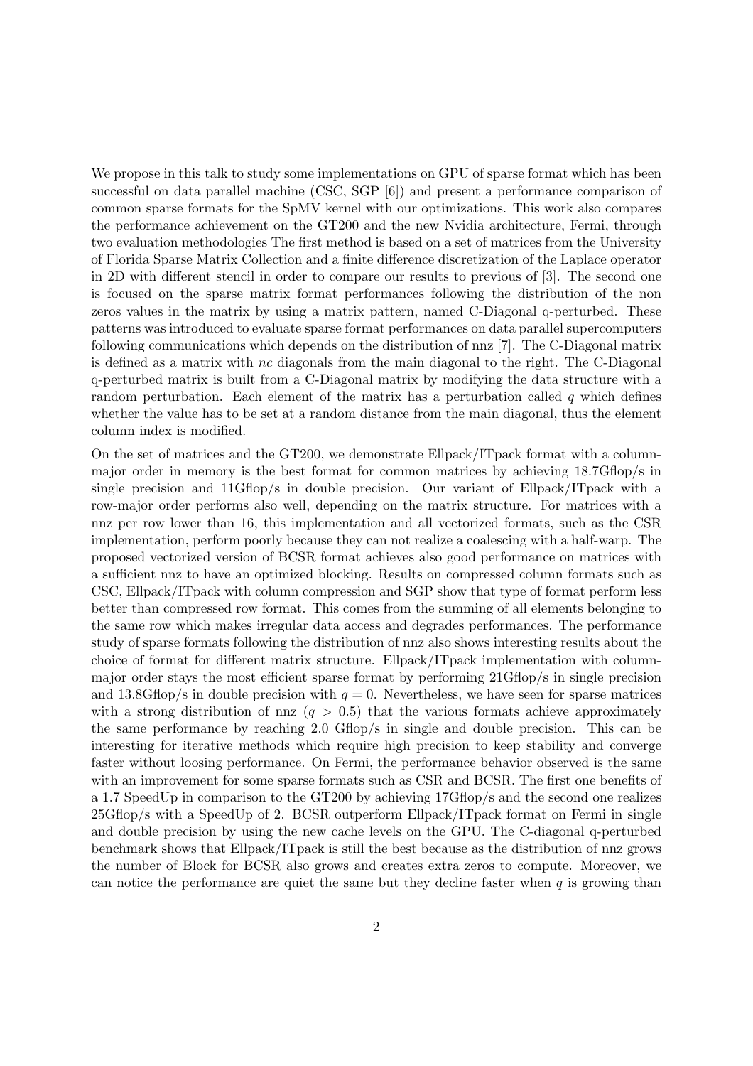We propose in this talk to study some implementations on GPU of sparse format which has been successful on data parallel machine (CSC, SGP [6]) and present a performance comparison of common sparse formats for the SpMV kernel with our optimizations. This work also compares the performance achievement on the GT200 and the new Nvidia architecture, Fermi, through two evaluation methodologies The first method is based on a set of matrices from the University of Florida Sparse Matrix Collection and a finite difference discretization of the Laplace operator in 2D with different stencil in order to compare our results to previous of [3]. The second one is focused on the sparse matrix format performances following the distribution of the non zeros values in the matrix by using a matrix pattern, named C-Diagonal q-perturbed. These patterns was introduced to evaluate sparse format performances on data parallel supercomputers following communications which depends on the distribution of nnz [7]. The C-Diagonal matrix is defined as a matrix with $nc$ diagonals from the main diagonal to the right. The C-Diagonal q-perturbed matrix is built from a C-Diagonal matrix by modifying the data structure with a random perturbation. Each element of the matrix has a perturbation called $q$ which defines whether the value has to be set at a random distance from the main diagonal, thus the element column index is modified.

On the set of matrices and the GT200, we demonstrate Ellpack/ITpack format with a column-major order in memory is the best format for common matrices by achieving 18.7Gflop/s in single precision and 11Gflop/s in double precision. Our variant of Ellpack/ITpack with a row-major order performs also well, depending on the matrix structure. For matrices with a nnz per row lower than 16, this implementation and all vectorized formats, such as the CSR implementation, perform poorly because they can not realize a coalescing with a half-warp. The proposed vectorized version of BCSR format achieves also good performance on matrices with a sufficient nnz to have an optimized blocking. Results on compressed column formats such as CSC, Ellpack/ITpack with column compression and SGP show that type of format perform less better than compressed row format. This comes from the summing of all elements belonging to the same row which makes irregular data access and degrades performances. The performance study of sparse formats following the distribution of nnz also shows interesting results about the choice of format for different matrix structure. Ellpack/ITpack implementation with column-major order stays the most efficient sparse format by performing 21Gflop/s in single precision and 13.8Gflop/s in double precision with $q = 0$. Nevertheless, we have seen for sparse matrices with a strong distribution of nnz ($q > 0.5$) that the various formats achieve approximately the same performance by reaching 2.0 Gflop/s in single and double precision. This can be interesting for iterative methods which require high precision to keep stability and converge faster without loosing performance. On Fermi, the performance behavior observed is the same with an improvement for some sparse formats such as CSR and BCSR. The first one benefits of a 1.7 SpeedUp in comparison to the GT200 by achieving 17Gflop/s and the second one realizes 25Gflop/s with a SpeedUp of 2. BCSR outperform Ellpack/ITpack format on Fermi in single and double precision by using the new cache levels on the GPU. The C-diagonal q-perturbed benchmark shows that Ellpack/ITpack is still the best because as the distribution of nnz grows the number of Block for BCSR also grows and creates extra zeros to compute. Moreover, we can notice the performance are quiet the same but they decline faster when $q$ is growing than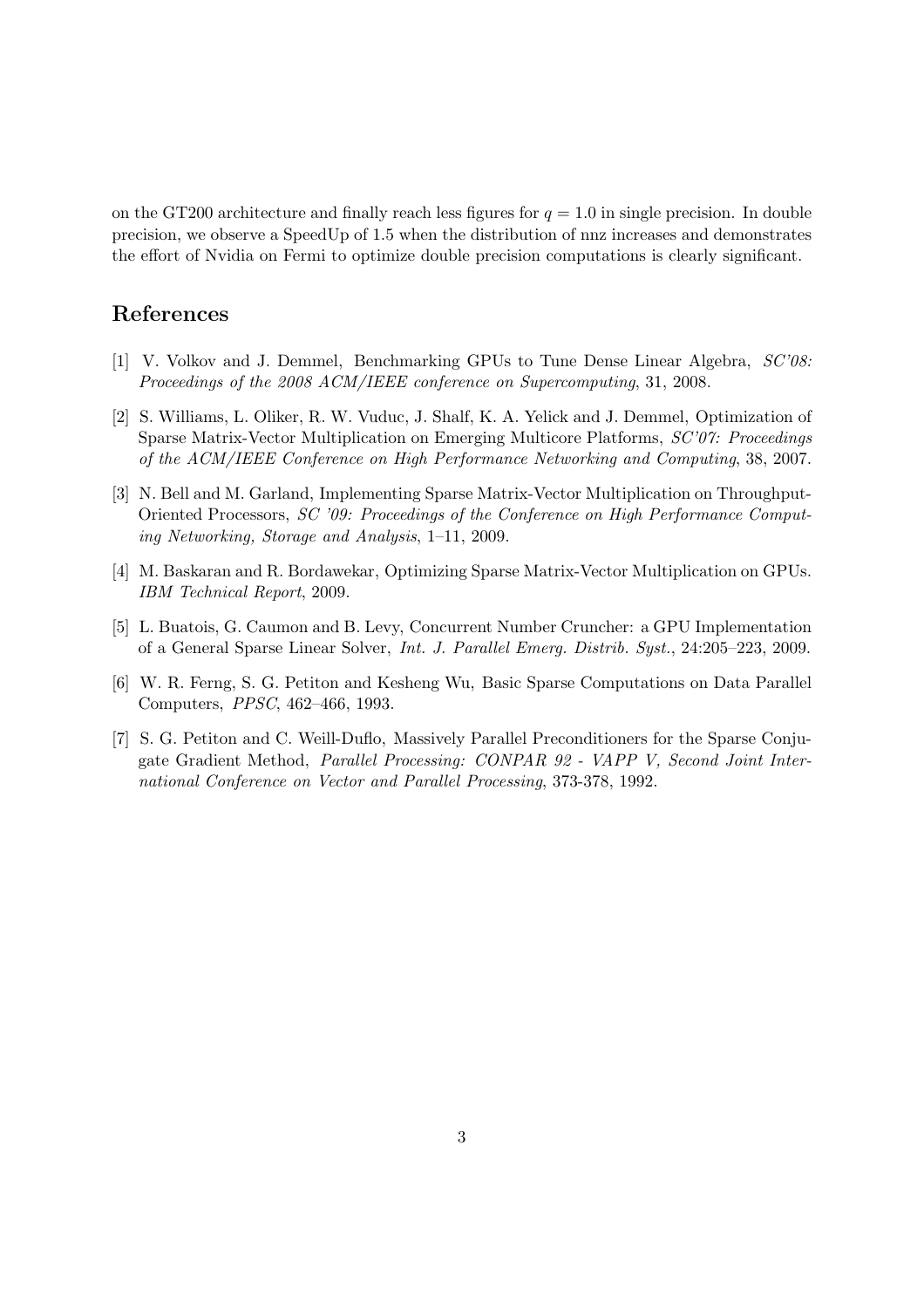on the GT200 architecture and finally reach less figures for $q = 1.0$ in single precision. In double precision, we observe a SpeedUp of 1.5 when the distribution of nnz increases and demonstrates the effort of Nvidia on Fermi to optimize double precision computations is clearly significant.

## References

[1] V. Volkov and J. Demmel, Benchmarking GPUs to Tune Dense Linear Algebra, *SC'08: Proceedings of the 2008 ACM/IEEE conference on Supercomputing*, 31, 2008.

[2] S. Williams, L. Oliker, R. W. Vuduc, J. Shalf, K. A. Yelick and J. Demmel, Optimization of Sparse Matrix-Vector Multiplication on Emerging Multicore Platforms, *SC'07: Proceedings of the ACM/IEEE Conference on High Performance Networking and Computing*, 38, 2007.

[3] N. Bell and M. Garland, Implementing Sparse Matrix-Vector Multiplication on Throughput-Oriented Processors, *SC '09: Proceedings of the Conference on High Performance Computing Networking, Storage and Analysis*, 1–11, 2009.

[4] M. Baskaran and R. Bordawekar, Optimizing Sparse Matrix-Vector Multiplication on GPUs. *IBM Technical Report*, 2009.

[5] L. Buatois, G. Caumon and B. Levy, Concurrent Number Cruncher: a GPU Implementation of a General Sparse Linear Solver, *Int. J. Parallel Emerg. Distrib. Syst.*, 24:205–223, 2009.

[6] W. R. Ferng, S. G. Petiton and Kesheng Wu, Basic Sparse Computations on Data Parallel Computers, *PPSC*, 462–466, 1993.

[7] S. G. Petiton and C. Weill-Duflo, Massively Parallel Preconditioners for the Sparse Conjugate Gradient Method, *Parallel Processing: CONPAR 92 - VAPP V, Second Joint International Conference on Vector and Parallel Processing*, 373-378, 1992.